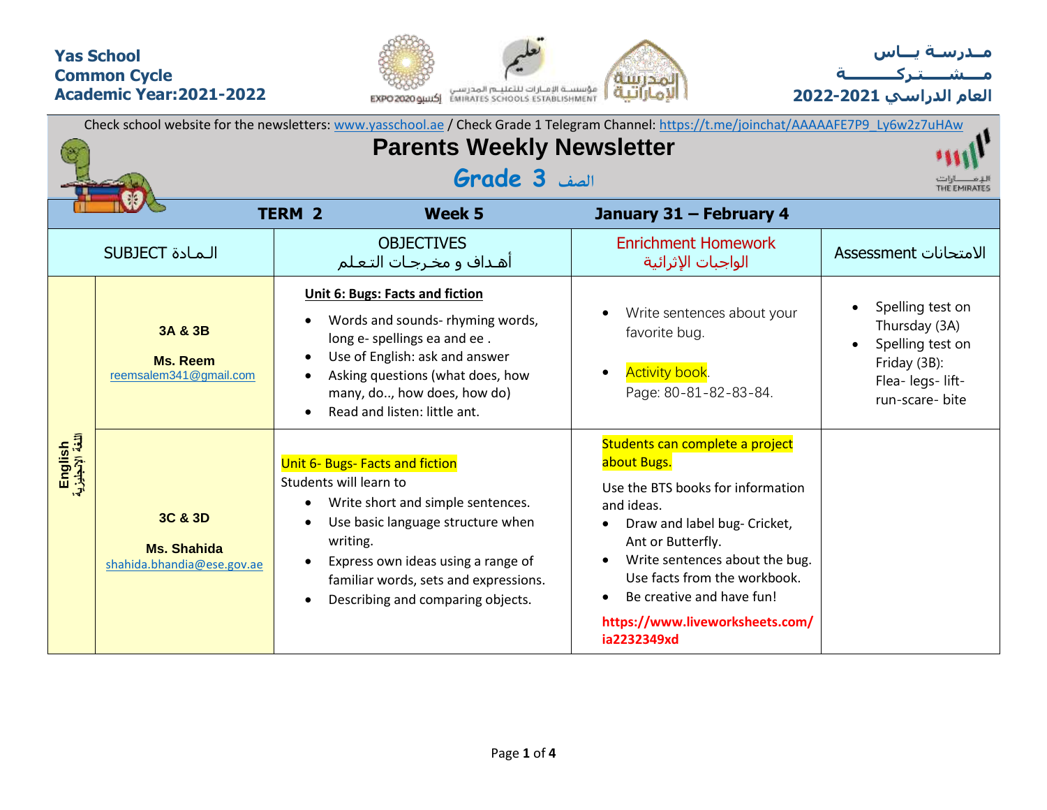**Yas School**
**Common Cycle**
**Academic Year:2021-2022**

**مـدرسـة يــاس**
**مــشـــتـركــــــة**
**العام الدراسي 2021-2022**

Check school website for the newsletters: www.yasschool.ae / Check Grade 1 Telegram Channel: https://t.me/joinchat/AAAAAFE7P9_Ly6w2z7uHAw

# Parents Weekly Newsletter

## Grade 3 الصف

**TERM 2** | **Week 5** | **January 31 – February 4**

| SUBJECT الـمـادة | | OBJECTIVES أهـداف و مخـرجـات التـعـلـم | Enrichment Homework الواجبات الإثرائية | Assessment الامتحانات |
|---|---|---|---|---|
| English اللغة الإنجليزية | **3A & 3B**<br>**Ms. Reem**<br>reemsalem341@gmail.com | **Unit 6: Bugs: Facts and fiction**<br>• Words and sounds- rhyming words, long e- spellings ea and ee .<br>• Use of English: ask and answer<br>• Asking questions (what does, how many, do.., how does, how do)<br>• Read and listen: little ant. | • Write sentences about your favorite bug.<br>• Activity book. Page: 80-81-82-83-84. | • Spelling test on Thursday (3A)<br>• Spelling test on Friday (3B): Flea- legs- lift- run-scare- bite |
| | **3C & 3D**<br>**Ms. Shahida**<br>shahida.bhandia@ese.gov.ae | Unit 6- Bugs- Facts and fiction<br>Students will learn to<br>• Write short and simple sentences.<br>• Use basic language structure when writing.<br>• Express own ideas using a range of familiar words, sets and expressions.<br>• Describing and comparing objects. | Students can complete a project about Bugs.<br>Use the BTS books for information and ideas.<br>• Draw and label bug- Cricket, Ant or Butterfly.<br>• Write sentences about the bug. Use facts from the workbook.<br>• Be creative and have fun!<br>**https://www.liveworksheets.com/ia2232349xd** | |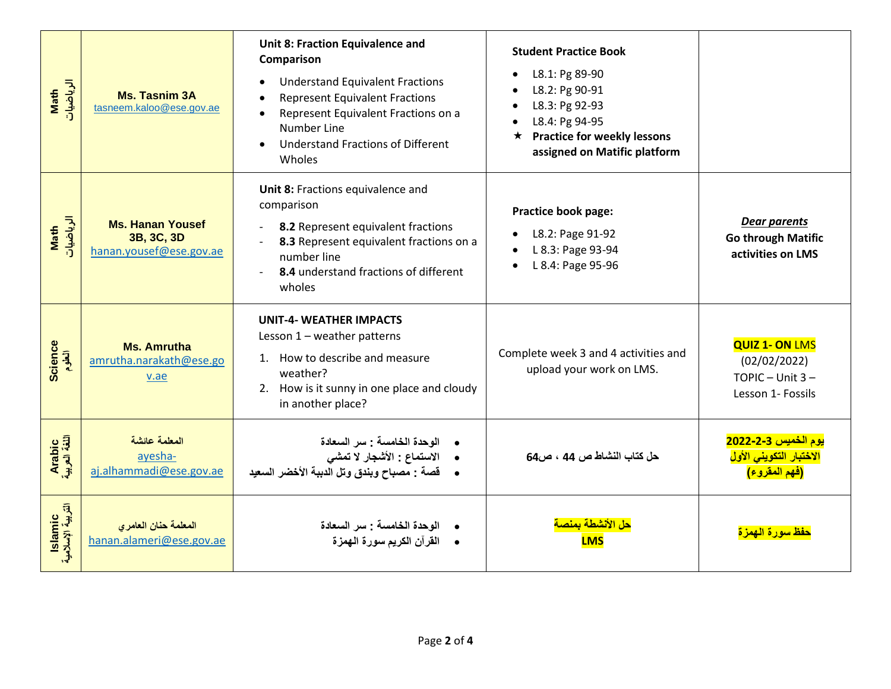| Math الرياضيات | **Ms. Tasnim 3A**<br>tasneem.kaloo@ese.gov.ae | **Unit 8: Fraction Equivalence and Comparison**<br>• Understand Equivalent Fractions<br>• Represent Equivalent Fractions<br>• Represent Equivalent Fractions on a Number Line<br>• Understand Fractions of Different Wholes | **Student Practice Book**<br>• L8.1: Pg 89-90<br>• L8.2: Pg 90-91<br>• L8.3: Pg 92-93<br>• L8.4: Pg 94-95<br>★ **Practice for weekly lessons assigned on Matific platform** | |
|---|---|---|---|---|
| Math الرياضيات | **Ms. Hanan Yousef 3B, 3C, 3D**<br>hanan.yousef@ese.gov.ae | **Unit 8:** Fractions equivalence and comparison<br>- **8.2** Represent equivalent fractions<br>- **8.3** Represent equivalent fractions on a number line<br>- **8.4** understand fractions of different wholes | **Practice book page:**<br>• L8.2: Page 91-92<br>• L 8.3: Page 93-94<br>• L 8.4: Page 95-96 | ***Dear parents***<br>**Go through Matific activities on LMS** |
| Science العلوم | **Ms. Amrutha**<br>amrutha.narakath@ese.gov.ae | **UNIT-4- WEATHER IMPACTS**<br>Lesson 1 – weather patterns<br>1. How to describe and measure weather?<br>2. How is it sunny in one place and cloudy in another place? | Complete week 3 and 4 activities and upload your work on LMS. | **QUIZ 1- ON** LMS<br>(02/02/2022)<br>TOPIC – Unit 3 – Lesson 1- Fossils |
| Arabic اللغة العربية | **المعلمة عائشة**<br>ayesha-aj.alhammadi@ese.gov.ae | • **الوحدة الخامسة : سر السعادة**<br>• **الاستماع : الأشجار لا تمشي**<br>• **قصة : مصباح وبندق وتل الدببة الأخضر السعيد** | **حل كتاب النشاط ص 44 ، ص64** | **يوم الخميس 3-2-2022**<br>**الاختبار التكويني الأول**<br>**(فهم المقروء)** |
| Islamic التربية الإسلامية | **المعلمة حنان العامري**<br>hanan.alameri@ese.gov.ae | • **الوحدة الخامسة : سر السعادة**<br>• **القرآن الكريم سورة الهمزة** | **حل الأنشطة بمنصة LMS** | **حفظ سورة الهمزة** |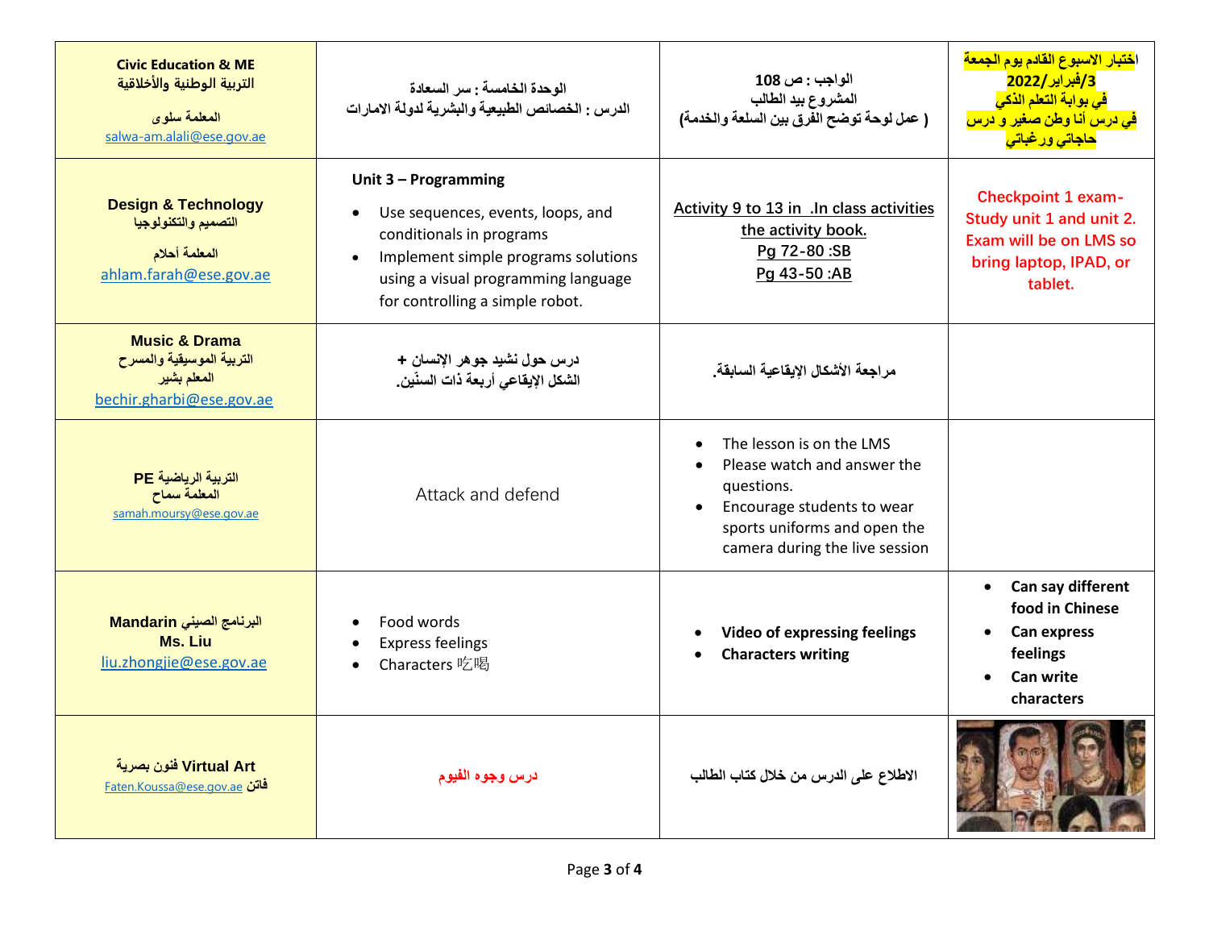| | | | |
|---|---|---|---|
| **Civic Education & ME**<br>**التربية الوطنية والأخلاقية**<br>**المعلمة سلوى**<br>salwa-am.alali@ese.gov.ae | **الوحدة الخامسة : سر السعادة**<br>**الدرس : الخصائص الطبيعية والبشرية لدولة الامارات** | **الواجب : ص 108**<br>**المشروع بيد الطالب**<br>**( عمل لوحة توضح الفرق بين السلعة والخدمة)** | **اختبار الاسبوع القادم يوم الجمعة 3/فبراير/2022**<br>**في بوابة التعلم الذكي**<br>**في درس أنا وطن صغير و درس حاجاتي ورغباتي** |
| **Design & Technology**<br>**التصميم والتكنولوجيا**<br>**المعلمة أحلام**<br>ahlam.farah@ese.gov.ae | **Unit 3 – Programming**<br>• Use sequences, events, loops, and conditionals in programs<br>• Implement simple programs solutions using a visual programming language for controlling a simple robot. | Activity 9 to 13 in .In class activities the activity book.<br>Pg 72-80 :SB<br>Pg 43-50 :AB | Checkpoint 1 exam-Study unit 1 and unit 2. Exam will be on LMS so bring laptop, IPAD, or tablet. |
| **Music & Drama**<br>**التربية الموسيقية والمسرح**<br>**المعلم بشير**<br>bechir.gharbi@ese.gov.ae | **درس حول نشيد جوهر الإنسان +**<br>**الشكل الإيقاعي أربعة ذات السنّين.** | **مراجعة الأشكال الإيقاعية السابقة.** | |
| **PE التربية الرياضية**<br>**المعلمة سماح**<br>samah.moursy@ese.gov.ae | Attack and defend | • The lesson is on the LMS<br>• Please watch and answer the questions.<br>• Encourage students to wear sports uniforms and open the camera during the live session | |
| **Mandarin البرنامج الصيني**<br>**Ms. Liu**<br>liu.zhongjie@ese.gov.ae | • Food words<br>• Express feelings<br>• Characters 吃喝 | • **Video of expressing feelings**<br>• **Characters writing** | • **Can say different food in Chinese**<br>• **Can express feelings**<br>• **Can write characters** |
| **Virtual Art فنون بصرية**<br>**فاتن** Faten.Koussa@ese.gov.ae | **درس وجوه الفيوم** | **الاطلاع على الدرس من خلال كتاب الطالب** | |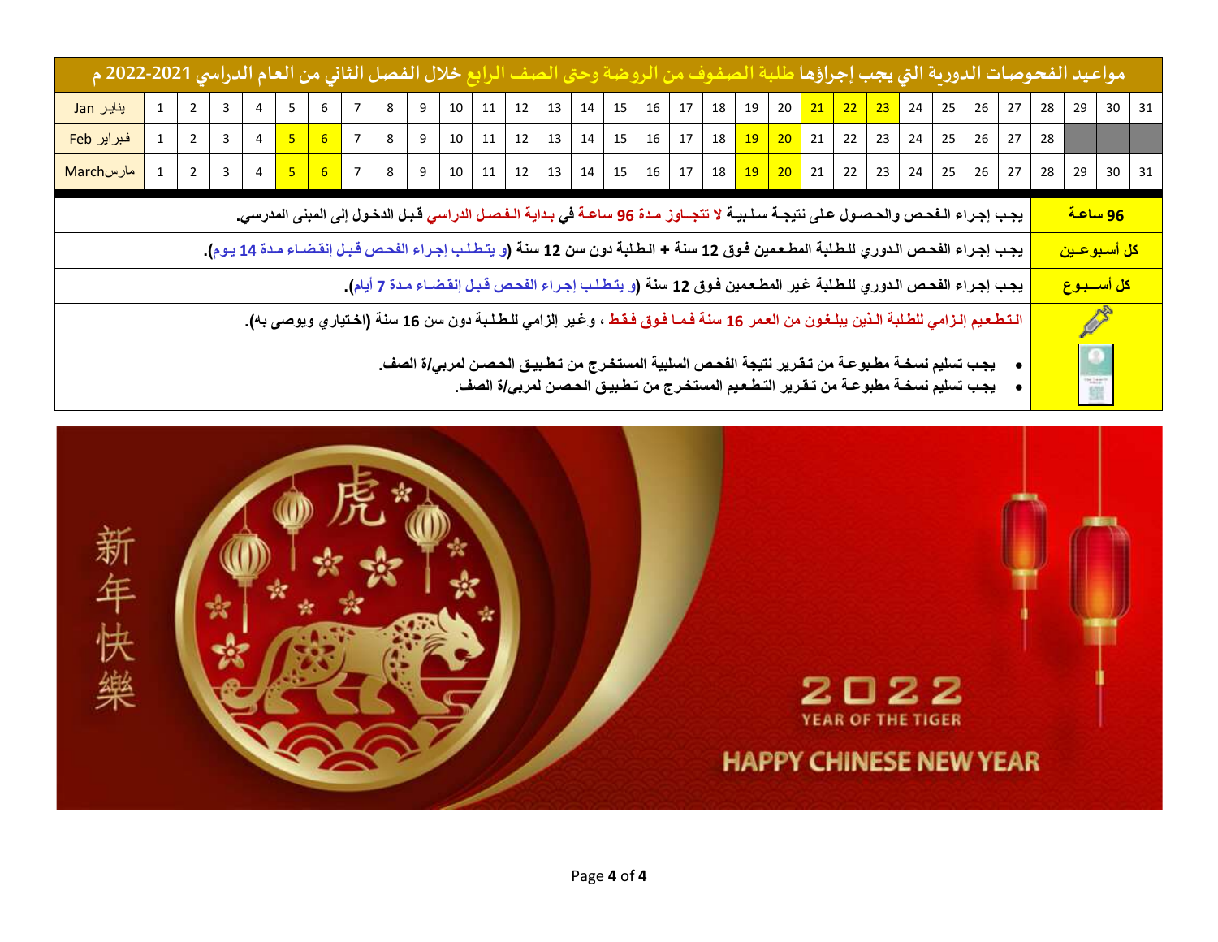## مواعيد الفحوصات الدورية التي يجب إجراؤها طلبة الصفوف من الروضة وحتى الصف الرابع خلال الفصل الثاني من العام الدراسي 2021-2022 م

| | | | | | | | | | | | | | | | | | | | | | | | | | | | | | | | |
|---|---|---|---|---|---|---|---|---|---|---|---|---|---|---|---|---|---|---|---|---|---|---|---|---|---|---|---|---|---|---|---|
| يناير Jan | 1 | 2 | 3 | 4 | 5 | 6 | 7 | 8 | 9 | 10 | 11 | 12 | 13 | 14 | 15 | 16 | 17 | 18 | 19 | 20 | 21 | 22 | 23 | 24 | 25 | 26 | 27 | 28 | 29 | 30 | 31 |
| فبراير Feb | 1 | 2 | 3 | 4 | 5 | 6 | 7 | 8 | 9 | 10 | 11 | 12 | 13 | 14 | 15 | 16 | 17 | 18 | 19 | 20 | 21 | 22 | 23 | 24 | 25 | 26 | 27 | 28 | | | |
| مارس March | 1 | 2 | 3 | 4 | 5 | 6 | 7 | 8 | 9 | 10 | 11 | 12 | 13 | 14 | 15 | 16 | 17 | 18 | 19 | 20 | 21 | 22 | 23 | 24 | 25 | 26 | 27 | 28 | 29 | 30 | 31 |

| | |
|---|---|
| 96 ساعة | يجب إجراء الفحص والحصول على نتيجة سلبية لا تتجاوز مدة 96 ساعة في بداية الفصل الدراسي قبل الدخول إلى المبنى المدرسي. |
| كل أسبوعين | يجب إجراء الفحص الدوري للطلبة المطعمين فوق 12 سنة + الطلبة دون سن 12 سنة (و يتطلب إجراء الفحص قبل إنقضاء مدة 14 يوم). |
| كل أسبوع | يجب إجراء الفحص الدوري للطلبة غير المطعمين فوق 12 سنة (و يتطلب إجراء الفحص قبل إنقضاء مدة 7 أيام). |
| | التطعيم إلزامي للطلبة الذين يبلغون من العمر 16 سنة فما فوق فقط ، وغير إلزامي للطلبة دون سن 16 سنة (اختياري ويوصى به). |
| | • يجب تسليم نسخة مطبوعة من تقرير نتيجة الفحص السلبية المستخرج من تطبيق الحصن لمربي/ة الصف.<br>• يجب تسليم نسخة مطبوعة من تقرير التطعيم المستخرج من تطبيق الحصن لمربي/ة الصف. |

新年快樂

虎

2022
YEAR OF THE TIGER

HAPPY CHINESE NEW YEAR